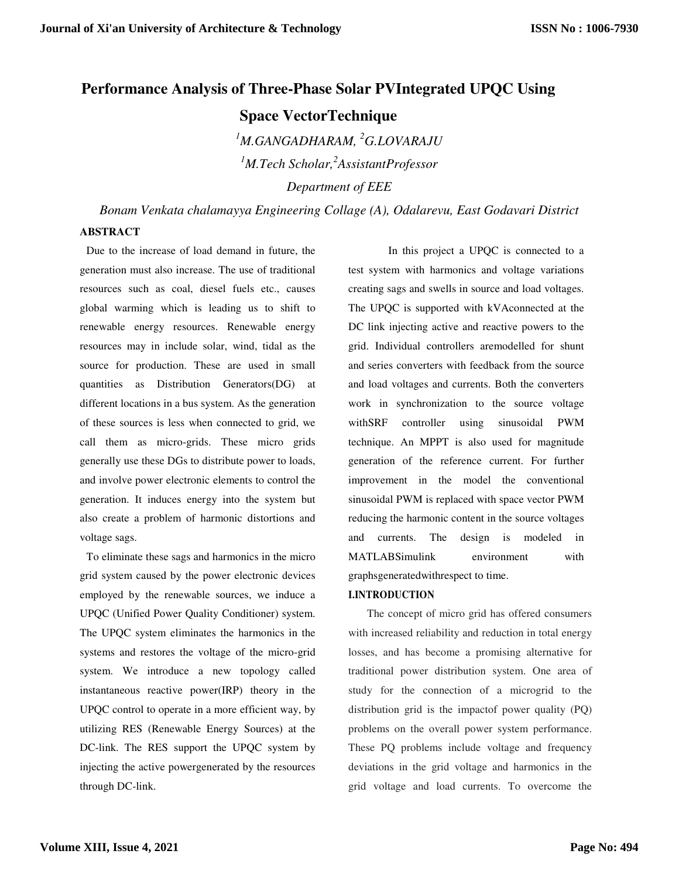# Performance Analysis of Three-Phase Solar PVIntegrated UPQC Using Space VectorTechnique

*[1]M.GANGADHARAM, [2]G.LOVARAJU*

*[1]M.Tech Scholar,[2]AssistantProfessor*

*Department of EEE*

*Bonam Venkata chalamayya Engineering Collage (A), Odalarevu, East Godavari District*

## ABSTRACT

Due to the increase of load demand in future, the generation must also increase. The use of traditional resources such as coal, diesel fuels etc., causes global warming which is leading us to shift to renewable energy resources. Renewable energy resources may in include solar, wind, tidal as the source for production. These are used in small quantities as Distribution Generators(DG) at different locations in a bus system. As the generation of these sources is less when connected to grid, we call them as micro-grids. These micro grids generally use these DGs to distribute power to loads, and involve power electronic elements to control the generation. It induces energy into the system but also create a problem of harmonic distortions and voltage sags.

To eliminate these sags and harmonics in the micro grid system caused by the power electronic devices employed by the renewable sources, we induce a UPQC (Unified Power Quality Conditioner) system. The UPQC system eliminates the harmonics in the systems and restores the voltage of the micro-grid system. We introduce a new topology called instantaneous reactive power(IRP) theory in the UPQC control to operate in a more efficient way, by utilizing RES (Renewable Energy Sources) at the DC-link. The RES support the UPQC system by injecting the active powergenerated by the resources through DC-link.

In this project a UPQC is connected to a test system with harmonics and voltage variations creating sags and swells in source and load voltages. The UPQC is supported with kVAconnected at the DC link injecting active and reactive powers to the grid. Individual controllers aremodelled for shunt and series converters with feedback from the source and load voltages and currents. Both the converters work in synchronization to the source voltage withSRF controller using sinusoidal PWM technique. An MPPT is also used for magnitude generation of the reference current. For further improvement in the model the conventional sinusoidal PWM is replaced with space vector PWM reducing the harmonic content in the source voltages and currents. The design is modeled in MATLABSimulink environment with graphsgeneratedwithrespect to time.

## I.INTRODUCTION

The concept of micro grid has offered consumers with increased reliability and reduction in total energy losses, and has become a promising alternative for traditional power distribution system. One area of study for the connection of a microgrid to the distribution grid is the impactof power quality (PQ) problems on the overall power system performance. These PQ problems include voltage and frequency deviations in the grid voltage and harmonics in the grid voltage and load currents. To overcome the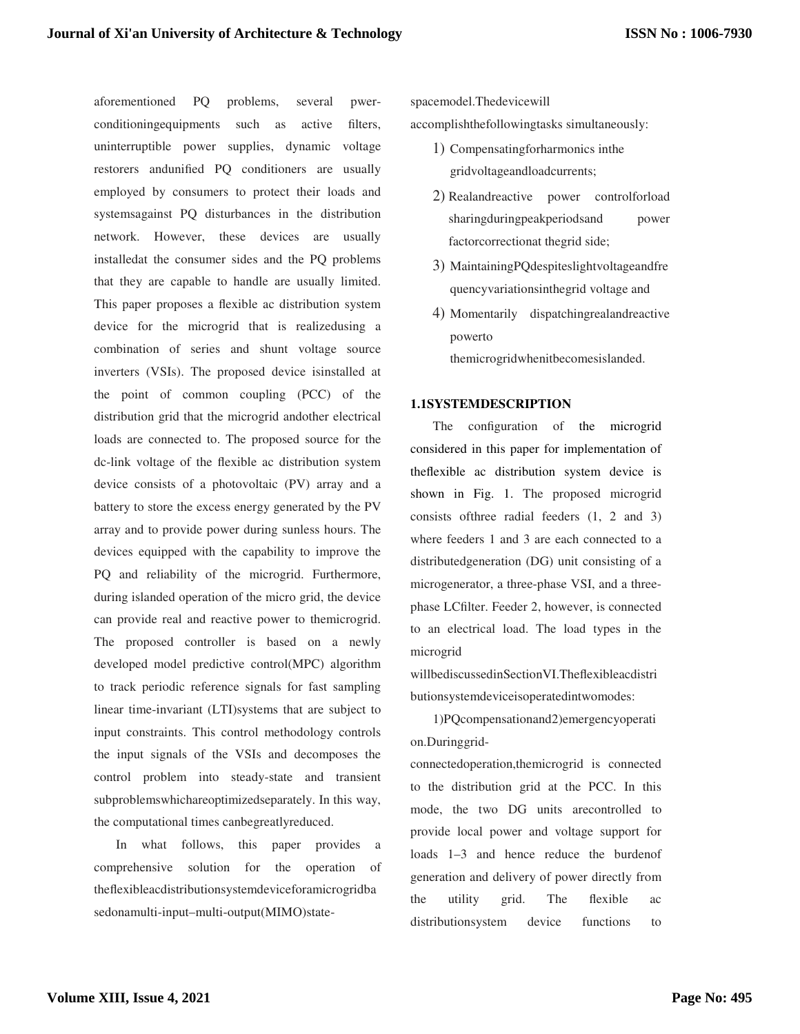aforementioned PQ problems, several pwer-conditioningequipments such as active filters, uninterruptible power supplies, dynamic voltage restorers andunified PQ conditioners are usually employed by consumers to protect their loads and systemsagainst PQ disturbances in the distribution network. However, these devices are usually installedat the consumer sides and the PQ problems that they are capable to handle are usually limited. This paper proposes a flexible ac distribution system device for the microgrid that is realizedusing a combination of series and shunt voltage source inverters (VSIs). The proposed device isinstalled at the point of common coupling (PCC) of the distribution grid that the microgrid andother electrical loads are connected to. The proposed source for the dc-link voltage of the flexible ac distribution system device consists of a photovoltaic (PV) array and a battery to store the excess energy generated by the PV array and to provide power during sunless hours. The devices equipped with the capability to improve the PQ and reliability of the microgrid. Furthermore, during islanded operation of the micro grid, the device can provide real and reactive power to themicrogrid. The proposed controller is based on a newly developed model predictive control(MPC) algorithm to track periodic reference signals for fast sampling linear time-invariant (LTI)systems that are subject to input constraints. This control methodology controls the input signals of the VSIs and decomposes the control problem into steady-state and transient subproblemswhicharеoptimizedseparately. In this way, the computational times canbegreatlyreduced.

In what follows, this paper provides a comprehensive solution for the operation of theflexibleacdistributionsystemdeviceforamicrogridbasedonamulti-input–multi-output(MIMO)state-spacemodel.Thedevicewill accomplishthefollowingtasks simultaneously:

1) Compensatingforharmonics inthe gridvoltageandloadcurrents;
2) Realandreactive power controlforload sharingduringpeakperiodsand power factorcorrectionat thegrid side;
3) MaintainingPQdespiteslightvoltageandfrequencyvariationsinthegrid voltage and
4) Momentarily dispatchingrealandreactive powerto themicrogridwhenitbecomesislanded.

### 1.1SYSTEMDESCRIPTION

The configuration of the microgrid considered in this paper for implementation of theflexible ac distribution system device is shown in Fig. 1. The proposed microgrid consists ofthree radial feeders (1, 2 and 3) where feeders 1 and 3 are each connected to a distributedgeneration (DG) unit consisting of a microgenerator, a three-phase VSI, and a three-phase LCfilter. Feeder 2, however, is connected to an electrical load. The load types in the microgrid willbediscussedinSectionVI.Theflexibleacdistributionsystemdeviceisoperatedintwomodes:

1)PQcompensationand2)emergencyoperation.Duringgrid-connectedoperation,themicrogrid is connected to the distribution grid at the PCC. In this mode, the two DG units arecontrolled to provide local power and voltage support for loads 1–3 and hence reduce the burdenof generation and delivery of power directly from the utility grid. The flexible ac distributionsystem device functions to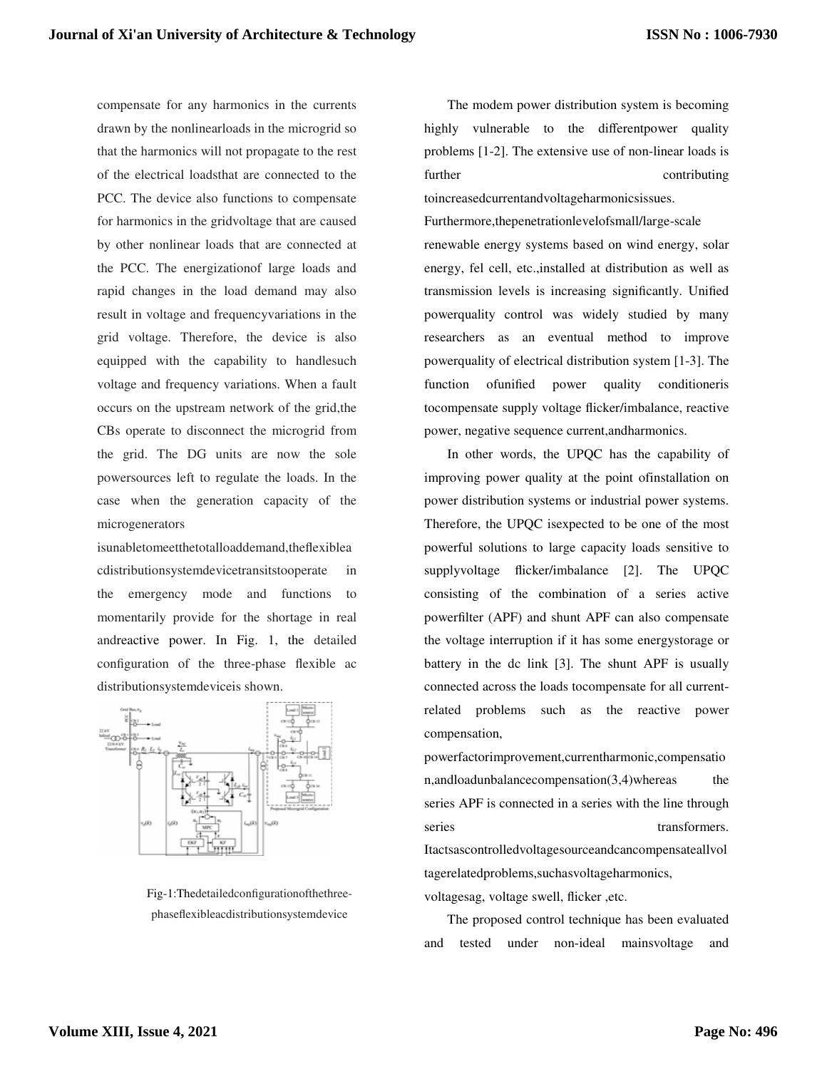compensate for any harmonics in the currents drawn by the nonlinearloads in the microgrid so that the harmonics will not propagate to the rest of the electrical loadsthat are connected to the PCC. The device also functions to compensate for harmonics in the gridvoltage that are caused by other nonlinear loads that are connected at the PCC. The energizationof large loads and rapid changes in the load demand may also result in voltage and frequencyvariations in the grid voltage. Therefore, the device is also equipped with the capability to handlesuch voltage and frequency variations. When a fault occurs on the upstream network of the grid,the CBs operate to disconnect the microgrid from the grid. The DG units are now the sole powersources left to regulate the loads. In the case when the generation capacity of the microgenerators isunabletomeetthetotalloaddemand,theflexibleacdistributionsystemdevicetransitstooperate in the emergency mode and functions to momentarily provide for the shortage in real andreactive power. In Fig. 1, the detailed configuration of the three-phase flexible ac distributionsystemdeviceis shown.

Fig-1:Thedetailedconfigurationofthethree-phaseflexibleacdistributionsystemdevice

The modem power distribution system is becoming highly vulnerable to the differentpower quality problems [1-2]. The extensive use of non-linear loads is further contributing toincreasedcurrentandvoltageharmonicsissues. Furthermore,thepenetrationlevelofsmall/large-scale renewable energy systems based on wind energy, solar energy, fel cell, etc.,installed at distribution as well as transmission levels is increasing significantly. Unified powerquality control was widely studied by many researchers as an eventual method to improve powerquality of electrical distribution system [1-3]. The function ofunified power quality conditioneris tocompensate supply voltage flicker/imbalance, reactive power, negative sequence current,andharmonics.

In other words, the UPQC has the capability of improving power quality at the point ofinstallation on power distribution systems or industrial power systems. Therefore, the UPQC isexpected to be one of the most powerful solutions to large capacity loads sensitive to supplyvoltage flicker/imbalance [2]. The UPQC consisting of the combination of a series active powerfilter (APF) and shunt APF can also compensate the voltage interruption if it has some energystorage or battery in the dc link [3]. The shunt APF is usually connected across the loads tocompensate for all current-related problems such as the reactive power compensation, powerfactorimprovement,currentharmonic,compensation,andloadunbalancecompensation(3,4)whereas the series APF is connected in a series with the line through series transformers. Itactsascontrolledvoltagesourceandcancompensateallvoltagerelatedproblems,suchasvoltageharmonics, voltagesag, voltage swell, flicker ,etc.

The proposed control technique has been evaluated and tested under non-ideal mainsvoltage and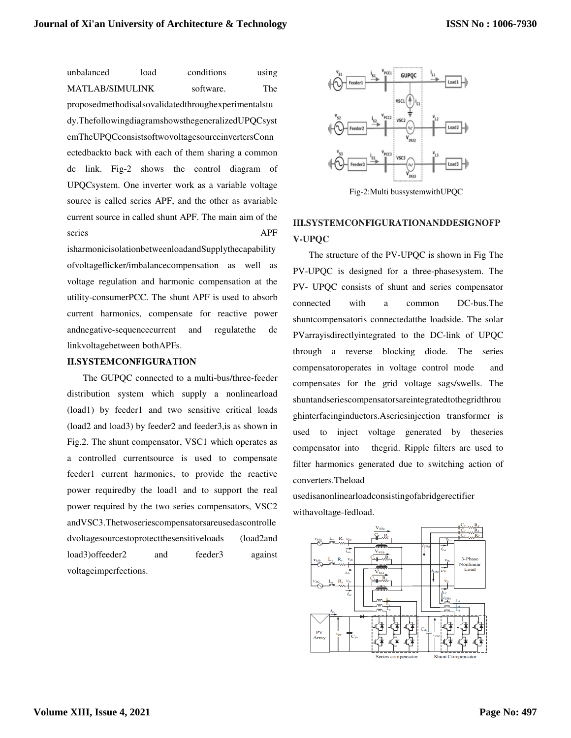unbalanced load conditions using MATLAB/SIMULINK software. The proposedmethodisalsovalidatedthroughexperimentalstudy.ThefollowingdiagramshowsthegeneralizedUPQCsystemTheUPQCconsistsoftwovoltagesourceinvertersConnectedbackto back with each of them sharing a common dc link. Fig-2 shows the control diagram of UPQCsystem. One inverter work as a variable voltage source is called series APF, and the other as avariable current source in called shunt APF. The main aim of the series APF isharmonicisolationbetweenloadandSupplythecapability ofvoltageflicker/imbalancecompensation as well as voltage regulation and harmonic compensation at the utility-consumerPCC. The shunt APF is used to absorb current harmonics, compensate for reactive power andnegative-sequencecurrent and regulatethe dc linkvoltagebetween bothAPFs.

## II.SYSTEMCONFIGURATION

The GUPQC connected to a multi-bus/three-feeder distribution system which supply a nonlinearload (load1) by feeder1 and two sensitive critical loads (load2 and load3) by feeder2 and feeder3,is as shown in Fig.2. The shunt compensator, VSC1 which operates as a controlled currentsource is used to compensate feeder1 current harmonics, to provide the reactive power requiredby the load1 and to support the real power required by the two series compensators, VSC2 andVSC3.Thetwoseriescompensatorsareusedascontrolledvoltagesourcestoprotectthesensitiveloads (load2and load3)offeeder2 and feeder3 against voltageimperfections.

Fig-2:Multi bussystemwithUPQC

## III.SYSTEMCONFIGURATIONANDDESIGNOFPV-UPQC

The structure of the PV-UPQC is shown in Fig The PV-UPQC is designed for a three-phasesystem. The PV- UPQC consists of shunt and series compensator connected with a common DC-bus.The shuntcompensatoris connectedatthe loadside. The solar PVarrayisdirectlyintegrated to the DC-link of UPQC through a reverse blocking diode. The series compensatoroperates in voltage control mode and compensates for the grid voltage sags/swells. The shuntandseriescompensatorsareintegratedtothegridthroughinterfacinginductors.Aseriesinjection transformer is used to inject voltage generated by theseries compensator into thegrid. Ripple filters are used to filter harmonics generated due to switching action of converters.Theload usedisanonlinearloadconsistingofabridgerectifier withavoltage-fedload.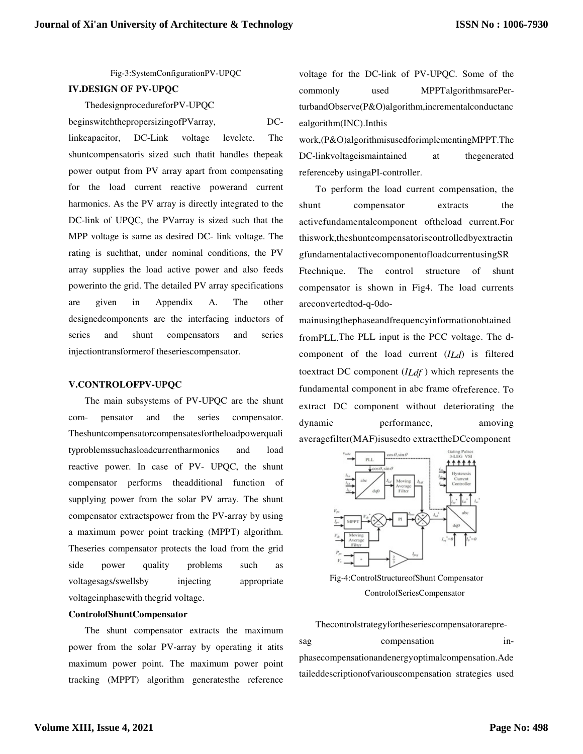Fig-3:SystemConfigurationPV-UPQC

## IV.DESIGN OF PV-UPQC

ThedesignprocedureforPV-UPQC beginswitchthepropersizingofPVarray, DC-linkcapacitor, DC-Link voltage leveletc. The shuntcompensatoris sized such thatit handles thepeak power output from PV array apart from compensating for the load current reactive powerand current harmonics. As the PV array is directly integrated to the DC-link of UPQC, the PVarray is sized such that the MPP voltage is same as desired DC- link voltage. The rating is suchthat, under nominal conditions, the PV array supplies the load active power and also feeds powerinto the grid. The detailed PV array specifications are given in Appendix A. The other designedcomponents are the interfacing inductors of series and shunt compensators and series injectiontransformerof theseriescompensator.

## V.CONTROLOFPV-UPQC

The main subsystems of PV-UPQC are the shunt com- pensator and the series compensator. Theshuntcompensatorcompensatesfortheloadpowerqualityproblemssuchasloadcurrentharmonics and load reactive power. In case of PV- UPQC, the shunt compensator performs theadditional function of supplying power from the solar PV array. The shunt compensator extractspower from the PV-array by using a maximum power point tracking (MPPT) algorithm. Theseries compensator protects the load from the grid side power quality problems such as voltagesags/swellsby injecting appropriate voltageinphasewith thegrid voltage.

### ControlofShuntCompensator

The shunt compensator extracts the maximum power from the solar PV-array by operating it atits maximum power point. The maximum power point tracking (MPPT) algorithm generatesthe reference voltage for the DC-link of PV-UPQC. Some of the commonly used MPPTalgorithmsarePer-turbandObserve(P&O)algorithm,incrementalconductancealgorithm(INC).Inthis work,(P&O)algorithmisusedforimplementingMPPT.The DC-linkvoltageismaintained at thegenerated referenceby usingaPI-controller.

To perform the load current compensation, the shunt compensator extracts the activefundamentalcomponent oftheload current.For thiswork,theshuntcompensatoriscontrolledbyextractingfundamentalactivecomponentofloadcurrentusingSRFtechnique. The control structure of shunt compensator is shown in Fig4. The load currents areconvertedtod-q-0do-mainusingthephaseandfrequencyinformationobtained fromPLL.The PLL input is the PCC voltage. The d-component of the load current ($I_{Ld}$) is filtered toextract DC component ($I_{Ldf}$ ) which represents the fundamental component in abc frame ofreference. To extract DC component without deteriorating the dynamic performance, amoving averagefilter(MAF)isusedto extracttheDCcomponent

Fig-4:ControlStructureofShunt Compensator

### ControlofSeriesCompensator

Thecontrolstrategyfortheseriescompensatorarepre-sag compensation in-phasecompensationandenergyoptimalcompensation.Adetaileddescriptionofvariouscompensation strategies used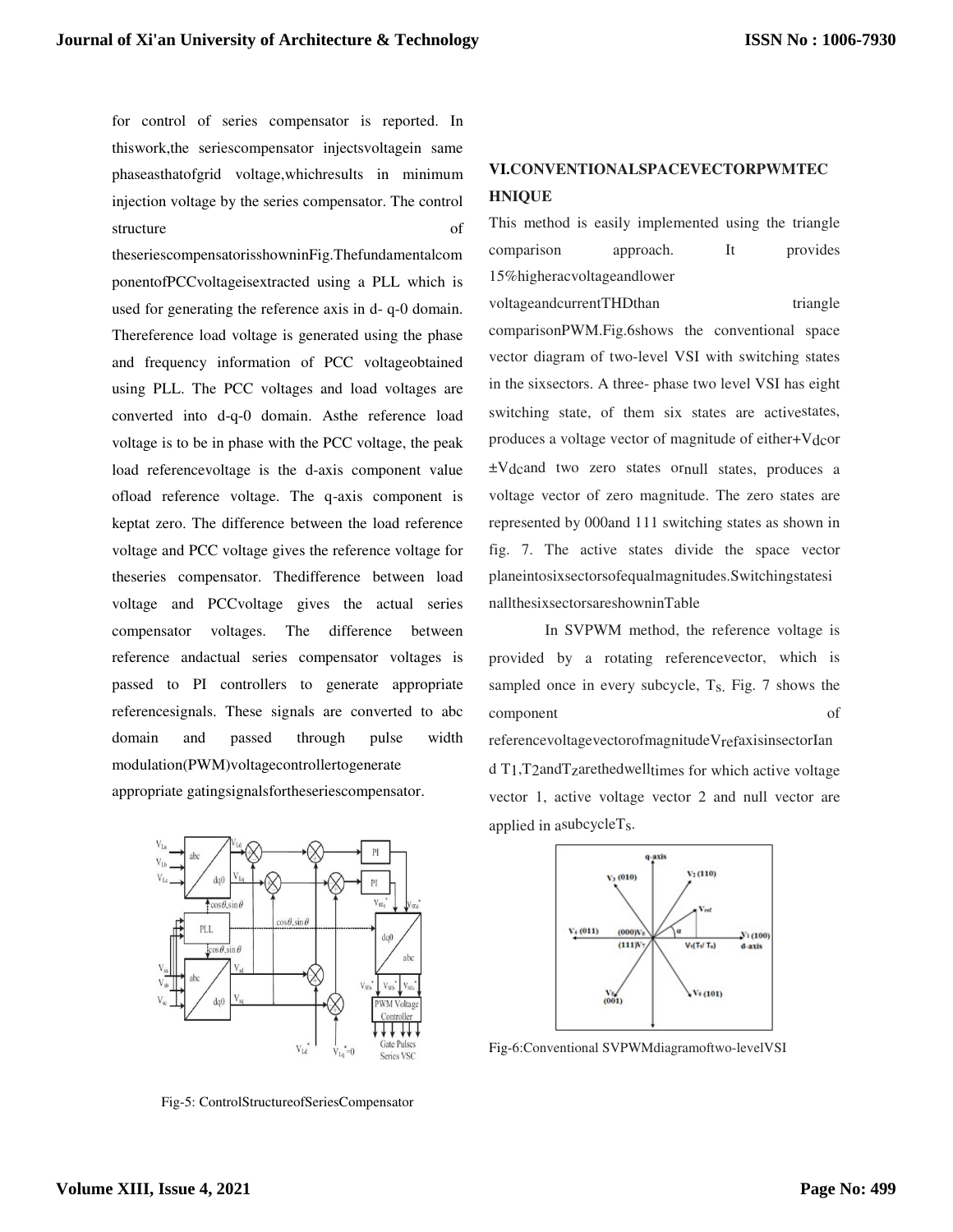for control of series compensator is reported. In thiswork,the seriescompensator injectsvoltagein same phaseasthatofgrid voltage,whichresults in minimum injection voltage by the series compensator. The control structure of theseriescompensatorisshowninFig.Thefundamentalcomponentof PCCvoltageisextracted using a PLL which is used for generating the reference axis in d- q-0 domain. Thereference load voltage is generated using the phase and frequency information of PCC voltageobtained using PLL. The PCC voltages and load voltages are converted into d-q-0 domain. Asthe reference load voltage is to be in phase with the PCC voltage, the peak load referencevoltage is the d-axis component value ofload reference voltage. The q-axis component is keptat zero. The difference between the load reference voltage and PCC voltage gives the reference voltage for theseries compensator. Thedifference between load voltage and PCCvoltage gives the actual series compensator voltages. The difference between reference andactual series compensator voltages is passed to PI controllers to generate appropriate referencesignals. These signals are converted to abc domain and passed through pulse width modulation(PWM)voltagecontrollertogenerate appropriate gatingsignalsfortheseriescompensator.

Fig-5: ControlStructureofSeriesCompensator

## VI.CONVENTIONALSPACEVECTORPWMTECHNIQUE

This method is easily implemented using the triangle comparison approach. It provides 15%higheracvoltageandlower voltageandcurrentTHDthan triangle comparisonPWM.Fig.6shows the conventional space vector diagram of two-level VSI with switching states in the sixsectors. A three- phase two level VSI has eight switching state, of them six states are activestates, produces a voltage vector of magnitude of either+$V_{dc}$or $\pm V_{dc}$and two zero states ornull states, produces a voltage vector of zero magnitude. The zero states are represented by 000and 111 switching states as shown in fig. 7. The active states divide the space vector planeintosixsectorsofequalmagnitudes.Switchingstatesi nallthesixsectorsareshowninTable

In SVPWM method, the reference voltage is provided by a rotating referencevector, which is sampled once in every subcycle, $T_S$. Fig. 7 shows the component of referencevoltagevectorofmagnitude$V_{ref}$axisinsectorIand $T_1$,$T_2$and$T_Z$arethedwelltimes for which active voltage vector 1, active voltage vector 2 and null vector are applied in asubcycle$T_S$.

Fig-6:Conventional SVPWMdiagramoftwo-levelVSI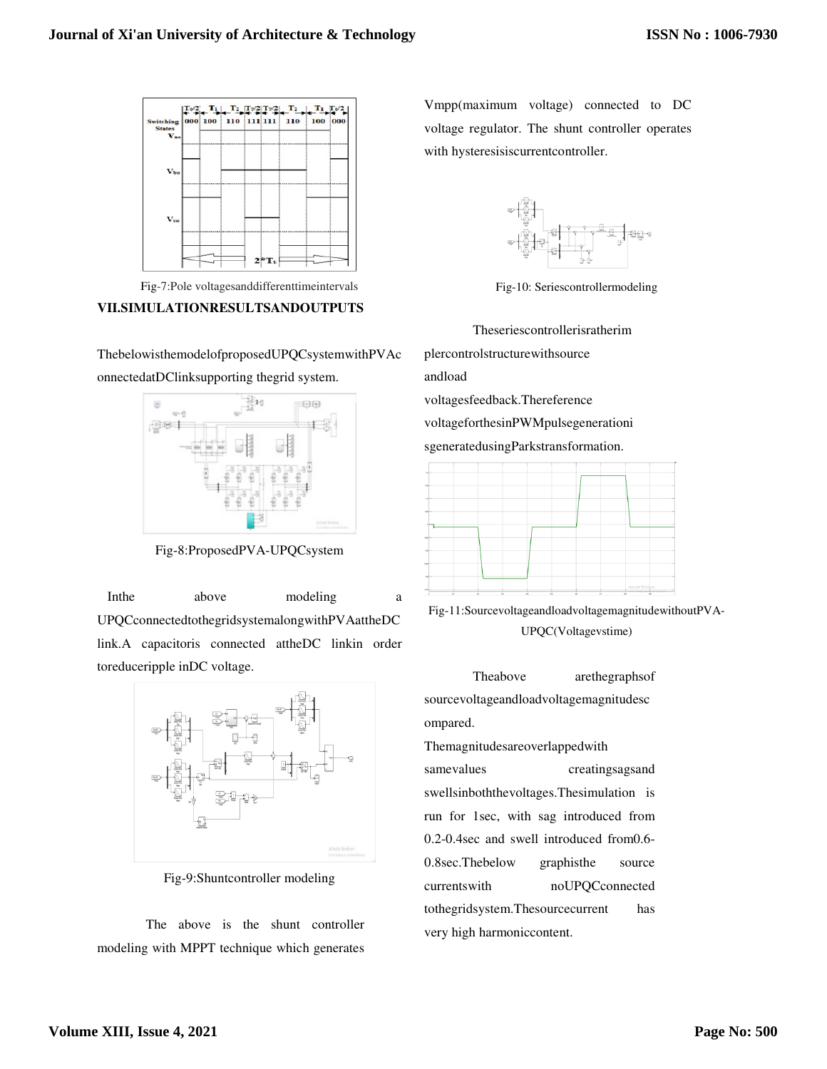Fig-7:Pole voltagesanddifferenttimeintervals

## VII.SIMULATIONRESULTSANDOUTPUTS

ThebelowisthemodelofproposedUPQCsystemwithPVAconnectedatDClinksupporting thegrid system.

Fig-8:ProposedPVA-UPQCsystem

Inthe above modeling a UPQCconnectedtothegridsystemalongwithPVAattheDC link.A capacitoris connected attheDC linkin order toreduceripple inDC voltage.

Fig-9:Shuntcontroller modeling

The above is the shunt controller modeling with MPPT technique which generates Vmpp(maximum voltage) connected to DC voltage regulator. The shunt controller operates with hysteresisiscurrentcontroller.

Fig-10: Seriescontrollermodeling

Theseriescontrollerisratherimplercontrolstructurewithsource andload voltagesfeedback.Thereference voltageforthesinPWMpulsegenerationisgeneratedusingParkstransformation.

Fig-11:Sourcevoltageandloadvoltagemagnitudewithout PVA-UPQC(Voltagevstime)

Theabove arethegraphsof sourcevoltageandloadvoltagemagnitudescompared. Themagnitudesareoverlappedwith samevalues creatingsagsand swellsinboththevoltages.Thesimulation is run for 1sec, with sag introduced from 0.2-0.4sec and swell introduced from0.6-0.8sec.Thebelow graphisthe source currentswith noUPQCconnected tothegridsystem.Thesourcecurrent has very high harmoniccontent.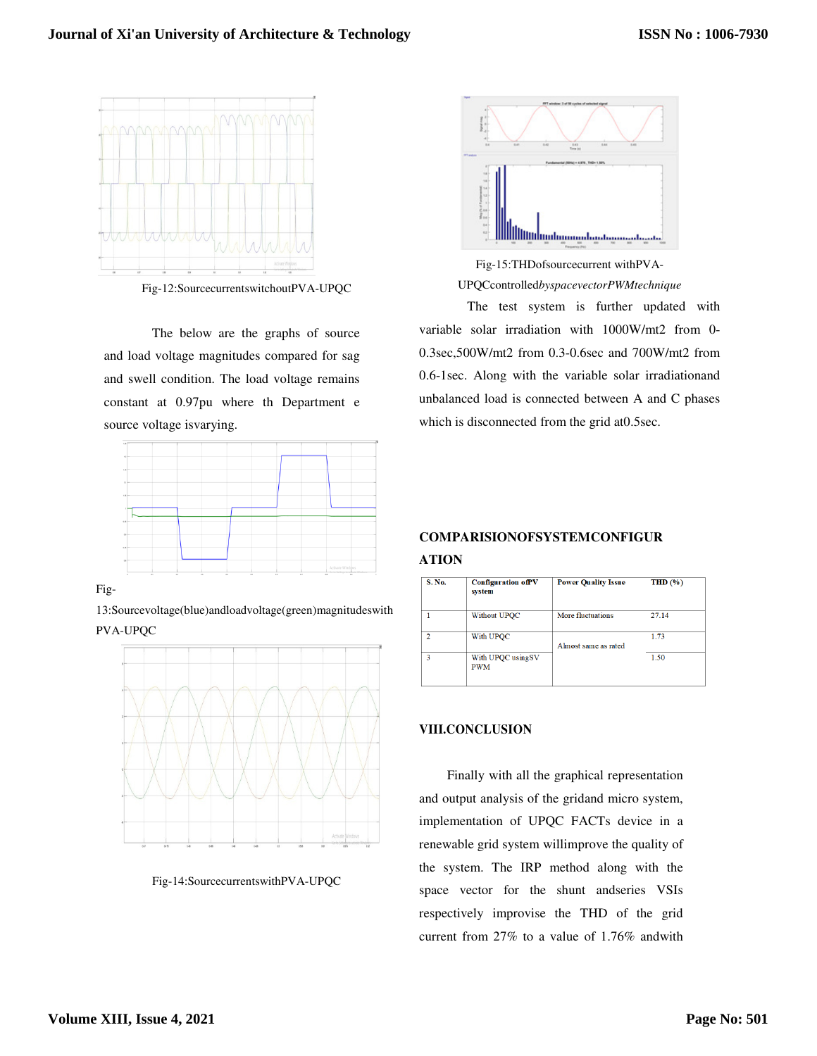Fig-12:SourcecurrentswitchoutPVA-UPQC

The below are the graphs of source and load voltage magnitudes compared for sag and swell condition. The load voltage remains constant at 0.97pu where th Department e source voltage isvarying.

Fig-13:Sourcevoltage(blue)andloadvoltage(green)magnitudeswith PVA-UPQC

Fig-14:SourcecurrentswithPVA-UPQC

Fig-15:THDofsourcecurrent withPVA-UPQCcontrolled*byspacevectorPWMtechnique*

The test system is further updated with variable solar irradiation with 1000W/mt2 from 0-0.3sec,500W/mt2 from 0.3-0.6sec and 700W/mt2 from 0.6-1sec. Along with the variable solar irradiationand unbalanced load is connected between A and C phases which is disconnected from the grid at0.5sec.

## COMPARISIONOFSYSTEMCONFIGURATION

| S. No. | Configuration ofPV system | Power Quality Issue | THD (%) |
|---|---|---|---|
| 1 | Without UPQC | More fluctuations | 27.14 |
| 2 | With UPQC | Almost same as rated | 1.73 |
| 3 | With UPQC usingSV PWM | | 1.50 |

## VIII.CONCLUSION

Finally with all the graphical representation and output analysis of the gridand micro system, implementation of UPQC FACTs device in a renewable grid system willimprove the quality of the system. The IRP method along with the space vector for the shunt andseries VSIs respectively improvise the THD of the grid current from 27% to a value of 1.76% andwith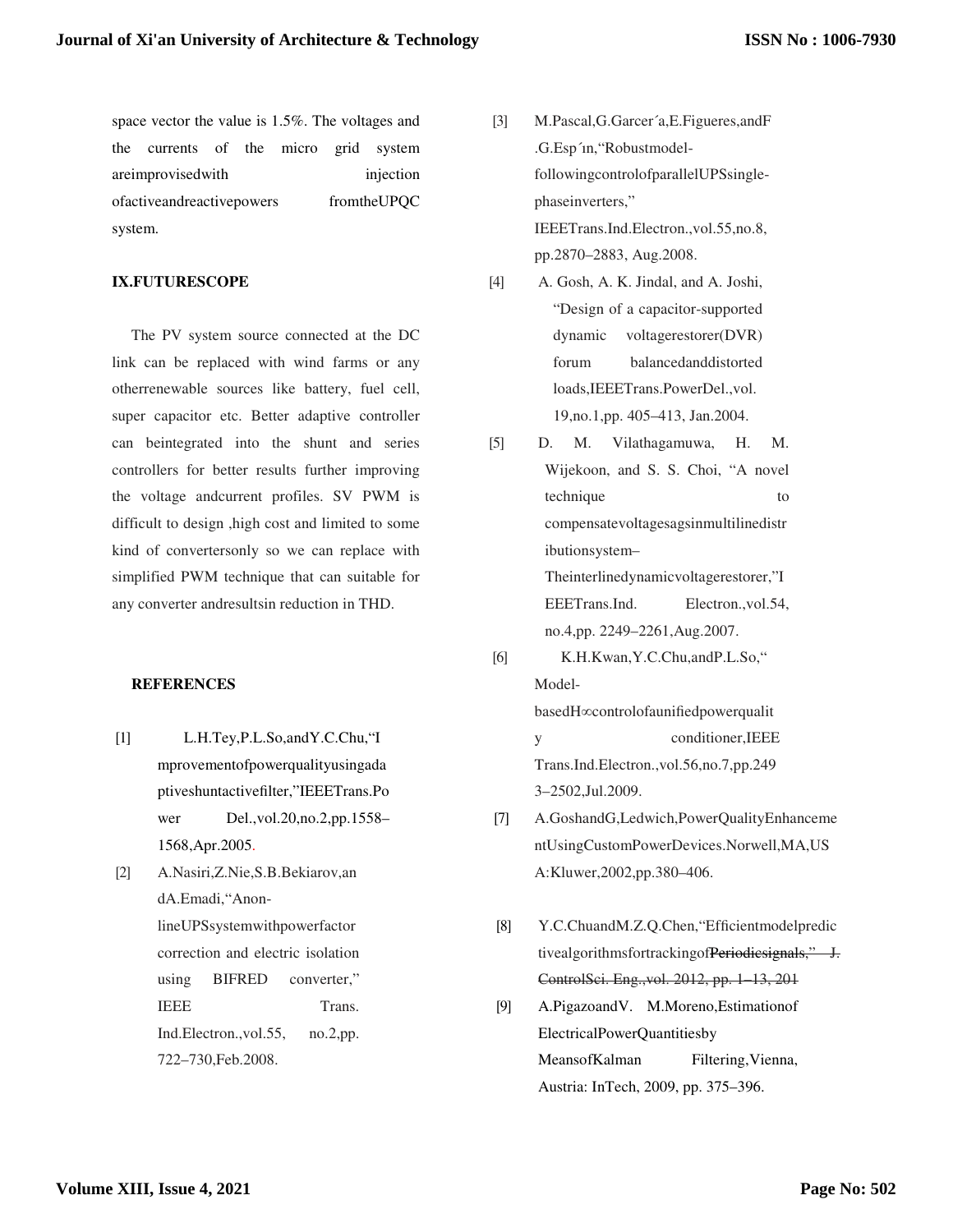space vector the value is 1.5%. The voltages and the currents of the micro grid system areimprovisedwith injection ofactiveandreactivepowers fromtheUPQC system.

## IX.FUTURESCOPE

The PV system source connected at the DC link can be replaced with wind farms or any otherrenewable sources like battery, fuel cell, super capacitor etc. Better adaptive controller can beintegrated into the shunt and series controllers for better results further improving the voltage andcurrent profiles. SV PWM is difficult to design ,high cost and limited to some kind of convertersonly so we can replace with simplified PWM technique that can suitable for any converter andresultsin reduction in THD.

## REFERENCES

[1] L.H.Tey,P.L.So,andY.C.Chu,"Improvementofpowerqualityusingadaptiveshuntactivefilter,"IEEETrans.Power Del.,vol.20,no.2,pp.1558–1568,Apr.2005.

[2] A.Nasiri,Z.Nie,S.B.Bekiarov,andA.Emadi,"Anon-lineUPSsystemwithpowerfactor correction and electric isolation using BIFRED converter," IEEE Trans. Ind.Electron.,vol.55, no.2,pp. 722–730,Feb.2008.

[3] M.Pascal,G.Garcer´a,E.Figueres,andF.G.Esp´ın,"Robustmodel-followingcontrolofparallelUPSsingle-phaseinverters," IEEETrans.Ind.Electron.,vol.55,no.8, pp.2870–2883, Aug.2008.

[4] A. Gosh, A. K. Jindal, and A. Joshi, "Design of a capacitor-supported dynamic voltagerestorer(DVR) forum balancedanddistorted loads,IEEETrans.PowerDel.,vol. 19,no.1,pp. 405–413, Jan.2004.

[5] D. M. Vilathagamuwa, H. M. Wijekoon, and S. S. Choi, "A novel technique to compensatevoltagesagsinmultilinedistributionsystem–Theinterlinedynamicvoltagerestorer,"IEEETrans.Ind. Electron.,vol.54, no.4,pp. 2249–2261,Aug.2007.

[6] K.H.Kwan,Y.C.Chu,andP.L.So," Model-basedH∞controlofaunifiedpowerquality conditioner,IEEE Trans.Ind.Electron.,vol.56,no.7,pp.2493–2502,Jul.2009.

[7] A.GoshandG,Ledwich,PowerQualityEnhancementUsingCustomPowerDevices.Norwell,MA,USA:Kluwer,2002,pp.380–406.

[8] Y.C.ChuandM.Z.Q.Chen,"Efficientmodelpredictivealgorithmsfortrackingof~~Periodicsignals," J. ControlSci. Eng.,vol. 2012, pp. 1–13, 201~~

[9] A.PigazoandV. M.Moreno,Estimationof ElectricalPowerQuantitiesby MeansofKalman Filtering,Vienna, Austria: InTech, 2009, pp. 375–396.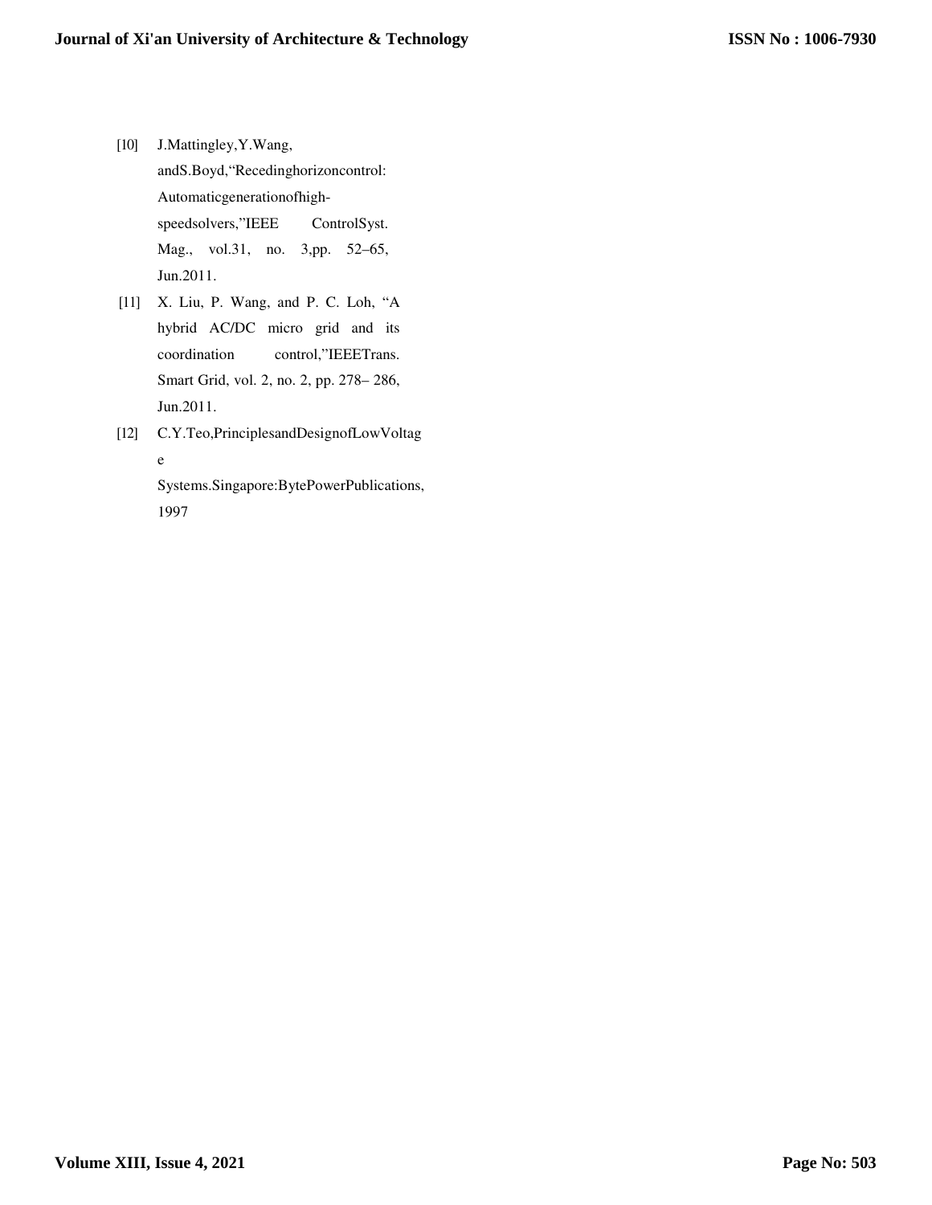[10] J.Mattingley,Y.Wang, andS.Boyd,"Recedinghorizoncontrol: Automaticgenerationofhigh-speedsolvers,"IEEE ControlSyst. Mag., vol.31, no. 3,pp. 52–65, Jun.2011.

[11] X. Liu, P. Wang, and P. C. Loh, "A hybrid AC/DC micro grid and its coordination control,"IEEETrans. Smart Grid, vol. 2, no. 2, pp. 278– 286, Jun.2011.

[12] C.Y.Teo,PrinciplesandDesignofLowVoltage Systems.Singapore:BytePowerPublications, 1997